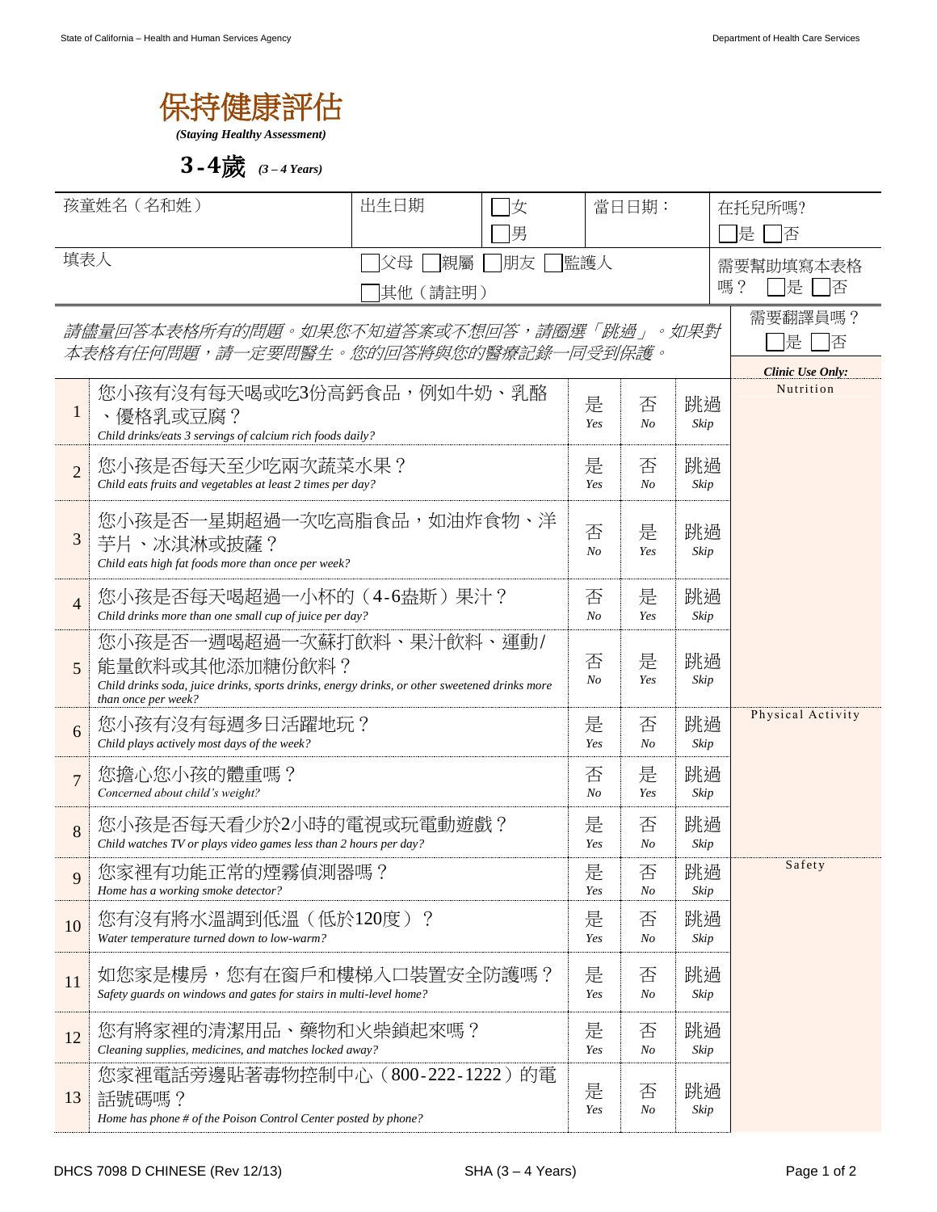# 保持健康評估

***(Staying Healthy Assessment)***

## 3-4歲 *(3 – 4 Years)*

| 孩童姓名（名和姓） | 出生日期 | ☐女 ☐男 | 當日日期： | 在托兒所嗎? ☐是 ☐否 |
|---|---|---|---|---|
| 填表人 | ☐父母 ☐親屬 ☐朋友 ☐監護人 ☐其他（請註明） | | | 需要幫助填寫本表格嗎？ ☐是 ☐否 |

*請儘量回答本表格所有的問題。如果您不知道答案或不想回答，請圈選「跳過」。如果對本表格有任何問題，請一定要問醫生。您的回答將與您的醫療記錄一同受到保護。*

需要翻譯員嗎？ ☐是 ☐否

| # | 問題 | | | | ***Clinic Use Only:*** |
|---|---|---|---|---|---|
| 1 | 您小孩有沒有每天喝或吃3份高鈣食品，例如牛奶、乳酪、優格乳或豆腐？ *Child drinks/eats 3 servings of calcium rich foods daily?* | 是 *Yes* | 否 *No* | 跳過 *Skip* | Nutrition |
| 2 | 您小孩是否每天至少吃兩次蔬菜水果？ *Child eats fruits and vegetables at least 2 times per day?* | 是 *Yes* | 否 *No* | 跳過 *Skip* | |
| 3 | 您小孩是否一星期超過一次吃高脂食品，如油炸食物、洋芋片、冰淇淋或披薩？ *Child eats high fat foods more than once per week?* | 否 *No* | 是 *Yes* | 跳過 *Skip* | |
| 4 | 您小孩是否每天喝超過一小杯的（4-6盎斯）果汁？ *Child drinks more than one small cup of juice per day?* | 否 *No* | 是 *Yes* | 跳過 *Skip* | |
| 5 | 您小孩是否一週喝超過一次蘇打飲料、果汁飲料、運動/能量飲料或其他添加糖份飲料？ *Child drinks soda, juice drinks, sports drinks, energy drinks, or other sweetened drinks more than once per week?* | 否 *No* | 是 *Yes* | 跳過 *Skip* | |
| 6 | 您小孩有沒有每週多日活躍地玩？ *Child plays actively most days of the week?* | 是 *Yes* | 否 *No* | 跳過 *Skip* | Physical Activity |
| 7 | 您擔心您小孩的體重嗎？ *Concerned about child's weight?* | 否 *No* | 是 *Yes* | 跳過 *Skip* | |
| 8 | 您小孩是否每天看少於2小時的電視或玩電動遊戲？ *Child watches TV or plays video games less than 2 hours per day?* | 是 *Yes* | 否 *No* | 跳過 *Skip* | |
| 9 | 您家裡有功能正常的煙霧偵測器嗎？ *Home has a working smoke detector?* | 是 *Yes* | 否 *No* | 跳過 *Skip* | Safety |
| 10 | 您有沒有將水溫調到低溫（低於120度）？ *Water temperature turned down to low-warm?* | 是 *Yes* | 否 *No* | 跳過 *Skip* | |
| 11 | 如您家是樓房，您有在窗戶和樓梯入口裝置安全防護嗎？ *Safety guards on windows and gates for stairs in multi-level home?* | 是 *Yes* | 否 *No* | 跳過 *Skip* | |
| 12 | 您有將家裡的清潔用品、藥物和火柴鎖起來嗎？ *Cleaning supplies, medicines, and matches locked away?* | 是 *Yes* | 否 *No* | 跳過 *Skip* | |
| 13 | 您家裡電話旁邊貼著毒物控制中心（800-222-1222）的電話號碼嗎？ *Home has phone # of the Poison Control Center posted by phone?* | 是 *Yes* | 否 *No* | 跳過 *Skip* | |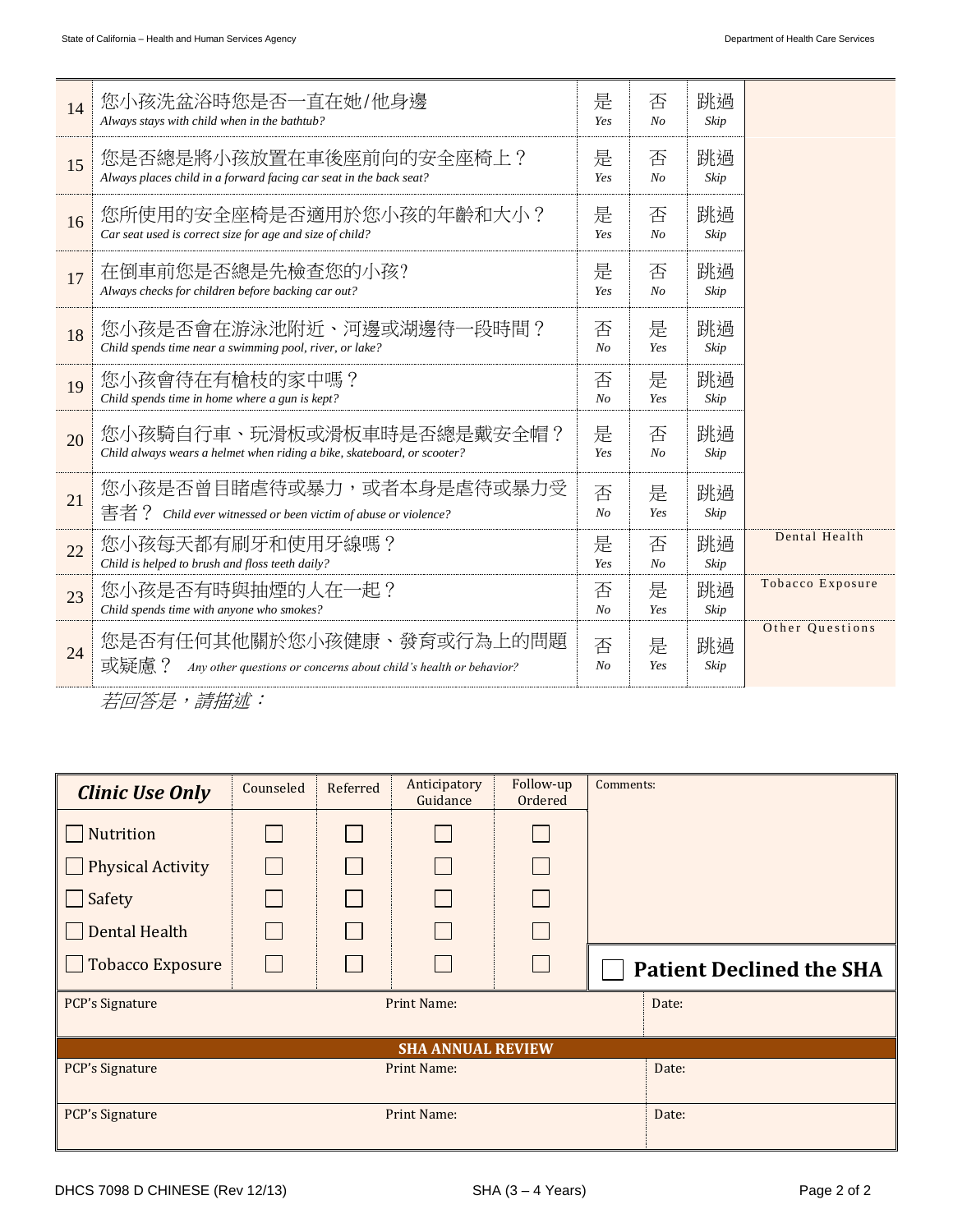| | | | | | |
|---|---|---|---|---|---|
| 14 | 您小孩洗盆浴時您是否一直在她/他身邊<br>*Always stays with child when in the bathtub?* | 是<br>*Yes* | 否<br>*No* | 跳過<br>*Skip* | |
| 15 | 您是否總是將小孩放置在車後座前向的安全座椅上？<br>*Always places child in a forward facing car seat in the back seat?* | 是<br>*Yes* | 否<br>*No* | 跳過<br>*Skip* | |
| 16 | 您所使用的安全座椅是否適用於您小孩的年齡和大小？<br>*Car seat used is correct size for age and size of child?* | 是<br>*Yes* | 否<br>*No* | 跳過<br>*Skip* | |
| 17 | 在倒車前您是否總是先檢查您的小孩?<br>*Always checks for children before backing car out?* | 是<br>*Yes* | 否<br>*No* | 跳過<br>*Skip* | |
| 18 | 您小孩是否會在游泳池附近、河邊或湖邊待一段時間？<br>*Child spends time near a swimming pool, river, or lake?* | 否<br>*No* | 是<br>*Yes* | 跳過<br>*Skip* | |
| 19 | 您小孩會待在有槍枝的家中嗎？<br>*Child spends time in home where a gun is kept?* | 否<br>*No* | 是<br>*Yes* | 跳過<br>*Skip* | |
| 20 | 您小孩騎自行車、玩滑板或滑板車時是否總是戴安全帽？<br>*Child always wears a helmet when riding a bike, skateboard, or scooter?* | 是<br>*Yes* | 否<br>*No* | 跳過<br>*Skip* | |
| 21 | 您小孩是否曾目睹虐待或暴力，或者本身是虐待或暴力受害者？ *Child ever witnessed or been victim of abuse or violence?* | 否<br>*No* | 是<br>*Yes* | 跳過<br>*Skip* | |
| 22 | 您小孩每天都有刷牙和使用牙線嗎？<br>*Child is helped to brush and floss teeth daily?* | 是<br>*Yes* | 否<br>*No* | 跳過<br>*Skip* | Dental Health |
| 23 | 您小孩是否有時與抽煙的人在一起？<br>*Child spends time with anyone who smokes?* | 否<br>*No* | 是<br>*Yes* | 跳過<br>*Skip* | Tobacco Exposure |
| 24 | 您是否有任何其他關於您小孩健康、發育或行為上的問題或疑慮？ *Any other questions or concerns about child's health or behavior?* | 否<br>*No* | 是<br>*Yes* | 跳過<br>*Skip* | Other Questions |

*若回答是，請描述：*

| ***Clinic Use Only*** | Counseled | Referred | Anticipatory Guidance | Follow-up Ordered | Comments: |
|---|---|---|---|---|---|
| ☐ Nutrition | ☐ | ☐ | ☐ | ☐ | |
| ☐ Physical Activity | ☐ | ☐ | ☐ | ☐ | |
| ☐ Safety | ☐ | ☐ | ☐ | ☐ | |
| ☐ Dental Health | ☐ | ☐ | ☐ | ☐ | |
| ☐ Tobacco Exposure | ☐ | ☐ | ☐ | ☐ | ☐ **Patient Declined the SHA** |

| PCP's Signature | Print Name: | Date: |
|---|---|---|

**SHA ANNUAL REVIEW**

| PCP's Signature | Print Name: | Date: |
|---|---|---|
| PCP's Signature | Print Name: | Date: |

DHCS 7098 D CHINESE (Rev 12/13) SHA (3 – 4 Years)